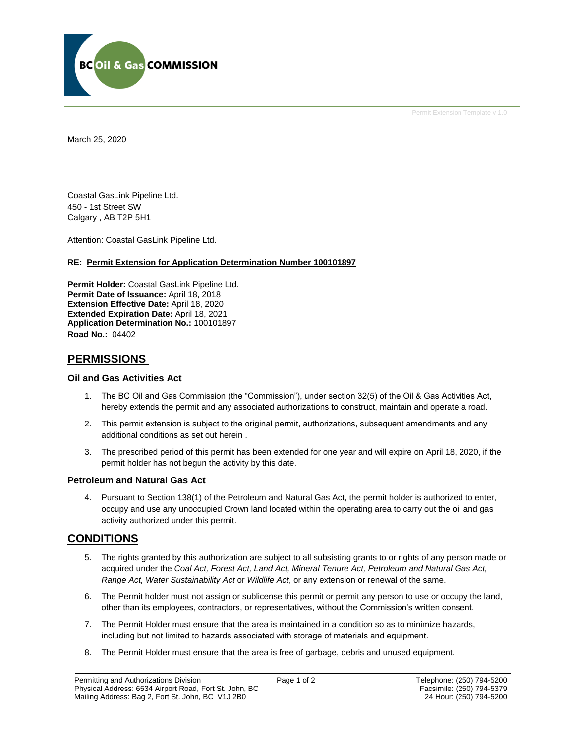BC Oil & Gas COMMISSION

Permit Extension Template v 1.0

March 25, 2020

Coastal GasLink Pipeline Ltd.
450 - 1st Street SW
Calgary , AB T2P 5H1

Attention: Coastal GasLink Pipeline Ltd.

**RE: Permit Extension for Application Determination Number 100101897**

**Permit Holder:** Coastal GasLink Pipeline Ltd.
**Permit Date of Issuance:** April 18, 2018
**Extension Effective Date:** April 18, 2020
**Extended Expiration Date:** April 18, 2021
**Application Determination No.:** 100101897
**Road No.:** 04402

## PERMISSIONS

### Oil and Gas Activities Act

1. The BC Oil and Gas Commission (the "Commission"), under section 32(5) of the Oil & Gas Activities Act, hereby extends the permit and any associated authorizations to construct, maintain and operate a road.
2. This permit extension is subject to the original permit, authorizations, subsequent amendments and any additional conditions as set out herein .
3. The prescribed period of this permit has been extended for one year and will expire on April 18, 2020, if the permit holder has not begun the activity by this date.

### Petroleum and Natural Gas Act

4. Pursuant to Section 138(1) of the Petroleum and Natural Gas Act, the permit holder is authorized to enter, occupy and use any unoccupied Crown land located within the operating area to carry out the oil and gas activity authorized under this permit.

## CONDITIONS

5. The rights granted by this authorization are subject to all subsisting grants to or rights of any person made or acquired under the *Coal Act, Forest Act, Land Act, Mineral Tenure Act, Petroleum and Natural Gas Act, Range Act, Water Sustainability Act* or *Wildlife Act*, or any extension or renewal of the same.
6. The Permit holder must not assign or sublicense this permit or permit any person to use or occupy the land, other than its employees, contractors, or representatives, without the Commission's written consent.
7. The Permit Holder must ensure that the area is maintained in a condition so as to minimize hazards, including but not limited to hazards associated with storage of materials and equipment.
8. The Permit Holder must ensure that the area is free of garbage, debris and unused equipment.

Permitting and Authorizations Division
Physical Address: 6534 Airport Road, Fort St. John, BC
Mailing Address: Bag 2, Fort St. John, BC V1J 2B0

Telephone: (250) 794-5200
Facsimile: (250) 794-5379
24 Hour: (250) 794-5200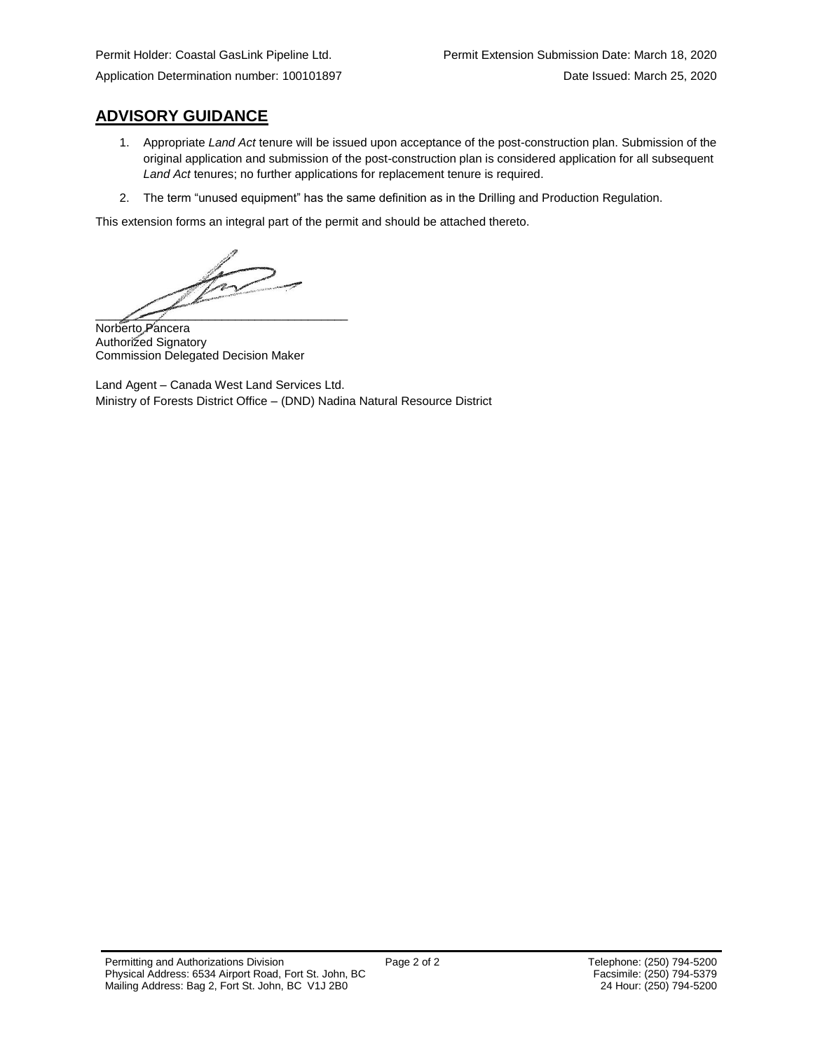Permit Holder: Coastal GasLink Pipeline Ltd. Permit Extension Submission Date: March 18, 2020

Application Determination number: 100101897 Date Issued: March 25, 2020

## ADVISORY GUIDANCE

1. Appropriate *Land Act* tenure will be issued upon acceptance of the post-construction plan. Submission of the original application and submission of the post-construction plan is considered application for all subsequent *Land Act* tenures; no further applications for replacement tenure is required.
2. The term "unused equipment" has the same definition as in the Drilling and Production Regulation.

This extension forms an integral part of the permit and should be attached thereto.

Norberto Pancera
Authorized Signatory
Commission Delegated Decision Maker

Land Agent – Canada West Land Services Ltd.
Ministry of Forests District Office – (DND) Nadina Natural Resource District

Permitting and Authorizations Division
Physical Address: 6534 Airport Road, Fort St. John, BC
Mailing Address: Bag 2, Fort St. John, BC V1J 2B0

Telephone: (250) 794-5200
Facsimile: (250) 794-5379
24 Hour: (250) 794-5200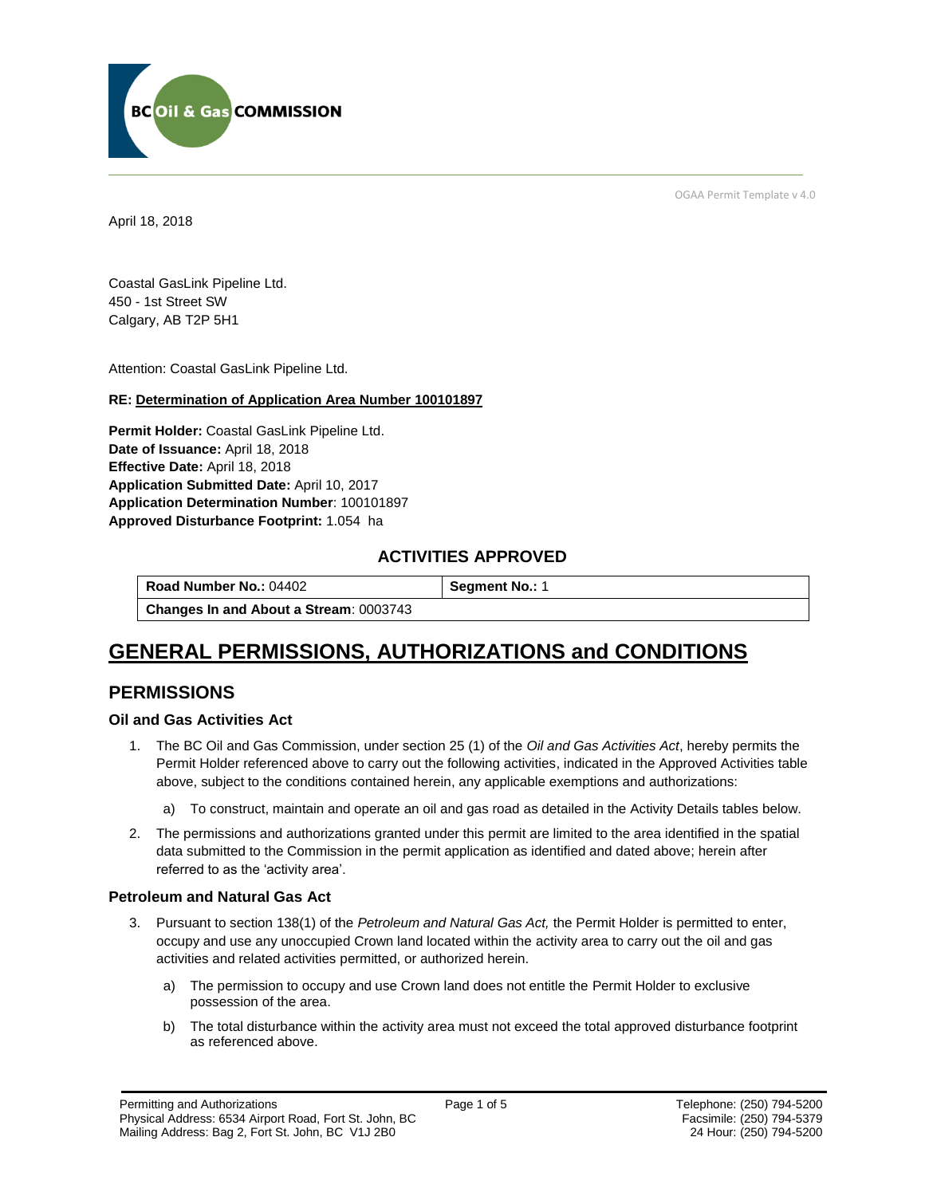BC Oil & Gas COMMISSION

OGAA Permit Template v 4.0

April 18, 2018

Coastal GasLink Pipeline Ltd.
450 - 1st Street SW
Calgary, AB T2P 5H1

Attention: Coastal GasLink Pipeline Ltd.

**RE: Determination of Application Area Number 100101897**

**Permit Holder:** Coastal GasLink Pipeline Ltd.
**Date of Issuance:** April 18, 2018
**Effective Date:** April 18, 2018
**Application Submitted Date:** April 10, 2017
**Application Determination Number**: 100101897
**Approved Disturbance Footprint:** 1.054 ha

## ACTIVITIES APPROVED

| **Road Number No.:** 04402 | **Segment No.:** 1 |
|---|---|
| **Changes In and About a Stream**: 0003743 | |

# GENERAL PERMISSIONS, AUTHORIZATIONS and CONDITIONS

## PERMISSIONS

### Oil and Gas Activities Act

1. The BC Oil and Gas Commission, under section 25 (1) of the *Oil and Gas Activities Act*, hereby permits the Permit Holder referenced above to carry out the following activities, indicated in the Approved Activities table above, subject to the conditions contained herein, any applicable exemptions and authorizations:
   a) To construct, maintain and operate an oil and gas road as detailed in the Activity Details tables below.
2. The permissions and authorizations granted under this permit are limited to the area identified in the spatial data submitted to the Commission in the permit application as identified and dated above; herein after referred to as the 'activity area'.

### Petroleum and Natural Gas Act

3. Pursuant to section 138(1) of the *Petroleum and Natural Gas Act,* the Permit Holder is permitted to enter, occupy and use any unoccupied Crown land located within the activity area to carry out the oil and gas activities and related activities permitted, or authorized herein.
   a) The permission to occupy and use Crown land does not entitle the Permit Holder to exclusive possession of the area.
   b) The total disturbance within the activity area must not exceed the total approved disturbance footprint as referenced above.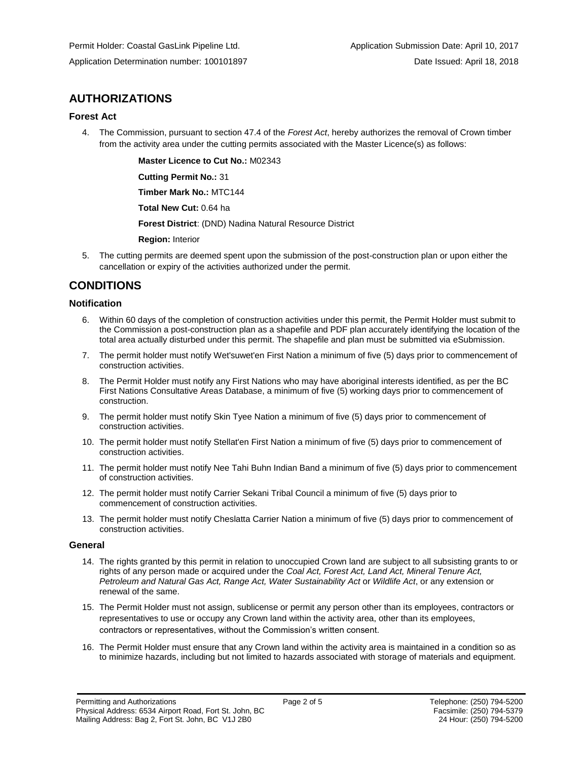Permit Holder: Coastal GasLink Pipeline Ltd.

Application Submission Date: April 10, 2017

Application Determination number: 100101897

Date Issued: April 18, 2018

## AUTHORIZATIONS

### Forest Act

4. The Commission, pursuant to section 47.4 of the *Forest Act*, hereby authorizes the removal of Crown timber from the activity area under the cutting permits associated with the Master Licence(s) as follows:

   **Master Licence to Cut No.:** M02343

   **Cutting Permit No.:** 31

   **Timber Mark No.:** MTC144

   **Total New Cut:** 0.64 ha

   **Forest District**: (DND) Nadina Natural Resource District

   **Region:** Interior

5. The cutting permits are deemed spent upon the submission of the post-construction plan or upon either the cancellation or expiry of the activities authorized under the permit.

## CONDITIONS

### Notification

6. Within 60 days of the completion of construction activities under this permit, the Permit Holder must submit to the Commission a post-construction plan as a shapefile and PDF plan accurately identifying the location of the total area actually disturbed under this permit. The shapefile and plan must be submitted via eSubmission.
7. The permit holder must notify Wet'suwet'en First Nation a minimum of five (5) days prior to commencement of construction activities.
8. The Permit Holder must notify any First Nations who may have aboriginal interests identified, as per the BC First Nations Consultative Areas Database, a minimum of five (5) working days prior to commencement of construction.
9. The permit holder must notify Skin Tyee Nation a minimum of five (5) days prior to commencement of construction activities.
10. The permit holder must notify Stellat'en First Nation a minimum of five (5) days prior to commencement of construction activities.
11. The permit holder must notify Nee Tahi Buhn Indian Band a minimum of five (5) days prior to commencement of construction activities.
12. The permit holder must notify Carrier Sekani Tribal Council a minimum of five (5) days prior to commencement of construction activities.
13. The permit holder must notify Cheslatta Carrier Nation a minimum of five (5) days prior to commencement of construction activities.

### General

14. The rights granted by this permit in relation to unoccupied Crown land are subject to all subsisting grants to or rights of any person made or acquired under the *Coal Act, Forest Act, Land Act, Mineral Tenure Act, Petroleum and Natural Gas Act, Range Act, Water Sustainability Act* or *Wildlife Act*, or any extension or renewal of the same.
15. The Permit Holder must not assign, sublicense or permit any person other than its employees, contractors or representatives to use or occupy any Crown land within the activity area, other than its employees, contractors or representatives, without the Commission's written consent.
16. The Permit Holder must ensure that any Crown land within the activity area is maintained in a condition so as to minimize hazards, including but not limited to hazards associated with storage of materials and equipment.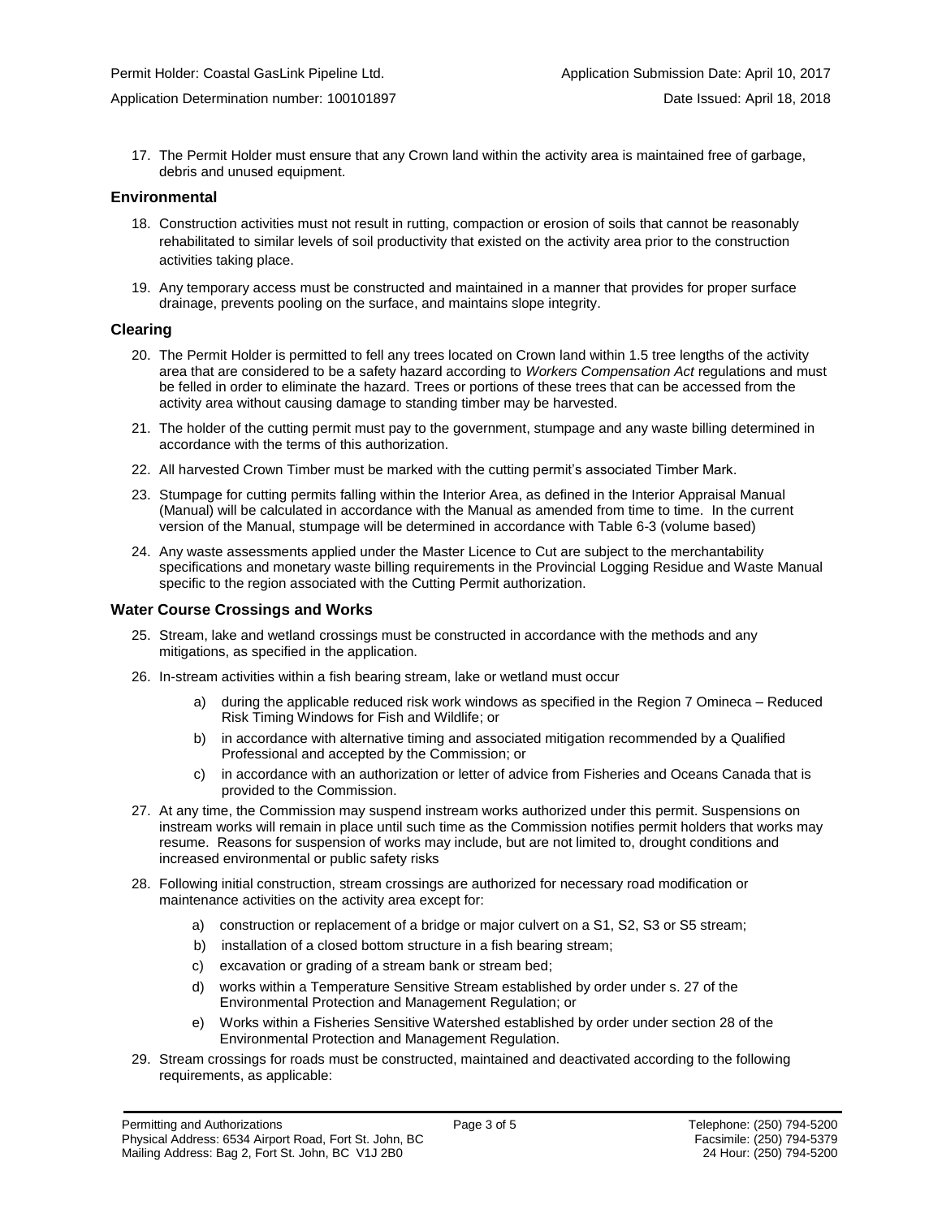17. The Permit Holder must ensure that any Crown land within the activity area is maintained free of garbage, debris and unused equipment.

### Environmental

18. Construction activities must not result in rutting, compaction or erosion of soils that cannot be reasonably rehabilitated to similar levels of soil productivity that existed on the activity area prior to the construction activities taking place.

19. Any temporary access must be constructed and maintained in a manner that provides for proper surface drainage, prevents pooling on the surface, and maintains slope integrity.

### Clearing

20. The Permit Holder is permitted to fell any trees located on Crown land within 1.5 tree lengths of the activity area that are considered to be a safety hazard according to *Workers Compensation Act* regulations and must be felled in order to eliminate the hazard. Trees or portions of these trees that can be accessed from the activity area without causing damage to standing timber may be harvested.

21. The holder of the cutting permit must pay to the government, stumpage and any waste billing determined in accordance with the terms of this authorization.

22. All harvested Crown Timber must be marked with the cutting permit's associated Timber Mark.

23. Stumpage for cutting permits falling within the Interior Area, as defined in the Interior Appraisal Manual (Manual) will be calculated in accordance with the Manual as amended from time to time. In the current version of the Manual, stumpage will be determined in accordance with Table 6-3 (volume based)

24. Any waste assessments applied under the Master Licence to Cut are subject to the merchantability specifications and monetary waste billing requirements in the Provincial Logging Residue and Waste Manual specific to the region associated with the Cutting Permit authorization.

### Water Course Crossings and Works

25. Stream, lake and wetland crossings must be constructed in accordance with the methods and any mitigations, as specified in the application.

26. In-stream activities within a fish bearing stream, lake or wetland must occur
    a) during the applicable reduced risk work windows as specified in the Region 7 Omineca – Reduced Risk Timing Windows for Fish and Wildlife; or
    b) in accordance with alternative timing and associated mitigation recommended by a Qualified Professional and accepted by the Commission; or
    c) in accordance with an authorization or letter of advice from Fisheries and Oceans Canada that is provided to the Commission.

27. At any time, the Commission may suspend instream works authorized under this permit. Suspensions on instream works will remain in place until such time as the Commission notifies permit holders that works may resume. Reasons for suspension of works may include, but are not limited to, drought conditions and increased environmental or public safety risks

28. Following initial construction, stream crossings are authorized for necessary road modification or maintenance activities on the activity area except for:
    a) construction or replacement of a bridge or major culvert on a S1, S2, S3 or S5 stream;
    b) installation of a closed bottom structure in a fish bearing stream;
    c) excavation or grading of a stream bank or stream bed;
    d) works within a Temperature Sensitive Stream established by order under s. 27 of the Environmental Protection and Management Regulation; or
    e) Works within a Fisheries Sensitive Watershed established by order under section 28 of the Environmental Protection and Management Regulation.

29. Stream crossings for roads must be constructed, maintained and deactivated according to the following requirements, as applicable: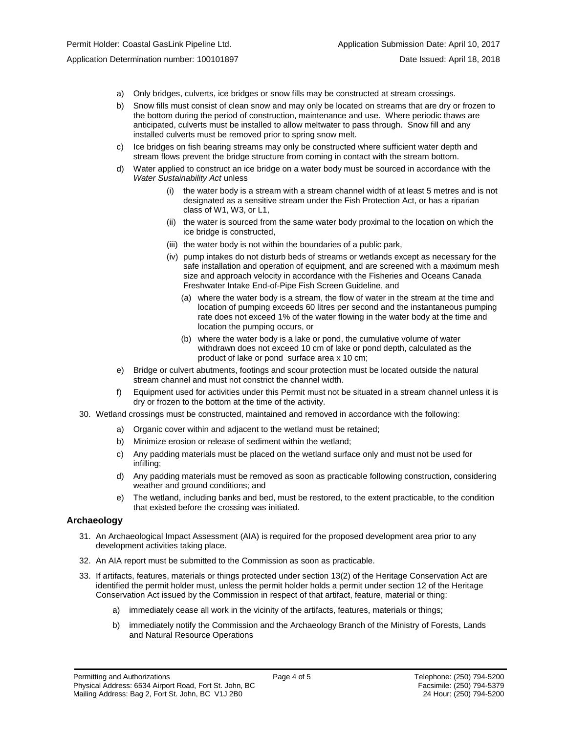a) Only bridges, culverts, ice bridges or snow fills may be constructed at stream crossings.

b) Snow fills must consist of clean snow and may only be located on streams that are dry or frozen to the bottom during the period of construction, maintenance and use. Where periodic thaws are anticipated, culverts must be installed to allow meltwater to pass through. Snow fill and any installed culverts must be removed prior to spring snow melt.

c) Ice bridges on fish bearing streams may only be constructed where sufficient water depth and stream flows prevent the bridge structure from coming in contact with the stream bottom.

d) Water applied to construct an ice bridge on a water body must be sourced in accordance with the *Water Sustainability Act* unless

   (i) the water body is a stream with a stream channel width of at least 5 metres and is not designated as a sensitive stream under the Fish Protection Act, or has a riparian class of W1, W3, or L1,

   (ii) the water is sourced from the same water body proximal to the location on which the ice bridge is constructed,

   (iii) the water body is not within the boundaries of a public park,

   (iv) pump intakes do not disturb beds of streams or wetlands except as necessary for the safe installation and operation of equipment, and are screened with a maximum mesh size and approach velocity in accordance with the Fisheries and Oceans Canada Freshwater Intake End-of-Pipe Fish Screen Guideline, and

      (a) where the water body is a stream, the flow of water in the stream at the time and location of pumping exceeds 60 litres per second and the instantaneous pumping rate does not exceed 1% of the water flowing in the water body at the time and location the pumping occurs, or

      (b) where the water body is a lake or pond, the cumulative volume of water withdrawn does not exceed 10 cm of lake or pond depth, calculated as the product of lake or pond surface area x 10 cm;

e) Bridge or culvert abutments, footings and scour protection must be located outside the natural stream channel and must not constrict the channel width.

f) Equipment used for activities under this Permit must not be situated in a stream channel unless it is dry or frozen to the bottom at the time of the activity.

30. Wetland crossings must be constructed, maintained and removed in accordance with the following:

   a) Organic cover within and adjacent to the wetland must be retained;

   b) Minimize erosion or release of sediment within the wetland;

   c) Any padding materials must be placed on the wetland surface only and must not be used for infilling;

   d) Any padding materials must be removed as soon as practicable following construction, considering weather and ground conditions; and

   e) The wetland, including banks and bed, must be restored, to the extent practicable, to the condition that existed before the crossing was initiated.

## Archaeology

31. An Archaeological Impact Assessment (AIA) is required for the proposed development area prior to any development activities taking place.

32. An AIA report must be submitted to the Commission as soon as practicable.

33. If artifacts, features, materials or things protected under section 13(2) of the Heritage Conservation Act are identified the permit holder must, unless the permit holder holds a permit under section 12 of the Heritage Conservation Act issued by the Commission in respect of that artifact, feature, material or thing:

   a) immediately cease all work in the vicinity of the artifacts, features, materials or things;

   b) immediately notify the Commission and the Archaeology Branch of the Ministry of Forests, Lands and Natural Resource Operations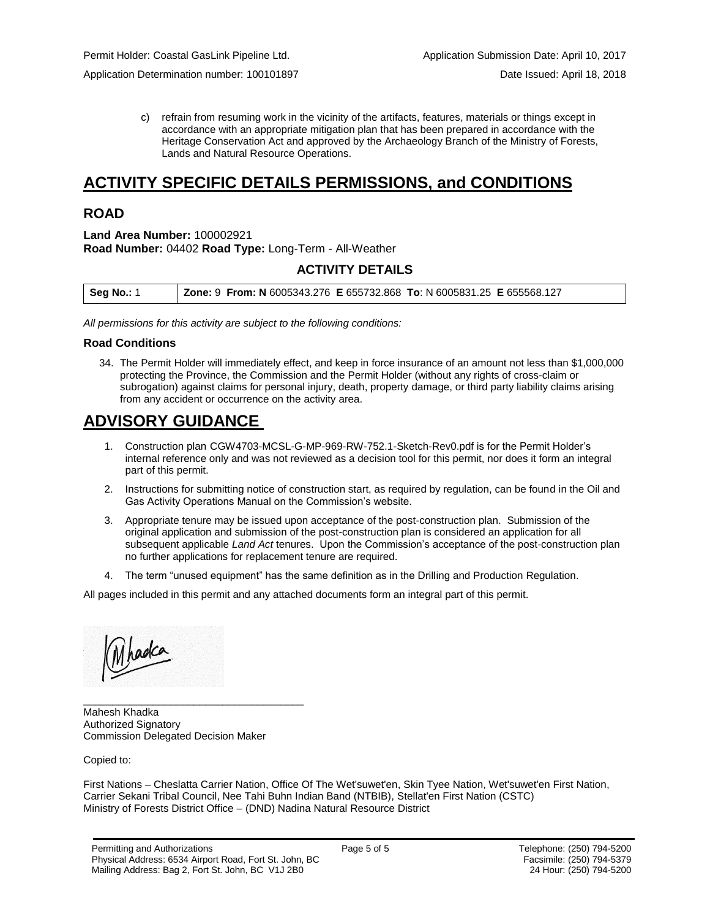c) refrain from resuming work in the vicinity of the artifacts, features, materials or things except in accordance with an appropriate mitigation plan that has been prepared in accordance with the Heritage Conservation Act and approved by the Archaeology Branch of the Ministry of Forests, Lands and Natural Resource Operations.

# ACTIVITY SPECIFIC DETAILS PERMISSIONS, and CONDITIONS

## ROAD

**Land Area Number:** 100002921
**Road Number:** 04402 **Road Type:** Long-Term - All-Weather

### ACTIVITY DETAILS

| | |
|---|---|
| **Seg No.:** 1 | **Zone:** 9 **From: N** 6005343.276 **E** 655732.868 **To**: N 6005831.25 **E** 655568.127 |

*All permissions for this activity are subject to the following conditions:*

### Road Conditions

34. The Permit Holder will immediately effect, and keep in force insurance of an amount not less than $1,000,000 protecting the Province, the Commission and the Permit Holder (without any rights of cross-claim or subrogation) against claims for personal injury, death, property damage, or third party liability claims arising from any accident or occurrence on the activity area.

# ADVISORY GUIDANCE

1. Construction plan CGW4703-MCSL-G-MP-969-RW-752.1-Sketch-Rev0.pdf is for the Permit Holder's internal reference only and was not reviewed as a decision tool for this permit, nor does it form an integral part of this permit.
2. Instructions for submitting notice of construction start, as required by regulation, can be found in the Oil and Gas Activity Operations Manual on the Commission's website.
3. Appropriate tenure may be issued upon acceptance of the post-construction plan. Submission of the original application and submission of the post-construction plan is considered an application for all subsequent applicable *Land Act* tenures. Upon the Commission's acceptance of the post-construction plan no further applications for replacement tenure are required.
4. The term "unused equipment" has the same definition as in the Drilling and Production Regulation.

All pages included in this permit and any attached documents form an integral part of this permit.

\_\_\_\_\_\_\_\_\_\_\_\_\_\_\_\_\_\_\_\_\_\_\_\_\_\_\_\_\_\_\_\_\_\_\_\_\_\_
Mahesh Khadka
Authorized Signatory
Commission Delegated Decision Maker

Copied to:

First Nations – Cheslatta Carrier Nation, Office Of The Wet'suwet'en, Skin Tyee Nation, Wet'suwet'en First Nation, Carrier Sekani Tribal Council, Nee Tahi Buhn Indian Band (NTBIB), Stellat'en First Nation (CSTC)
Ministry of Forests District Office – (DND) Nadina Natural Resource District